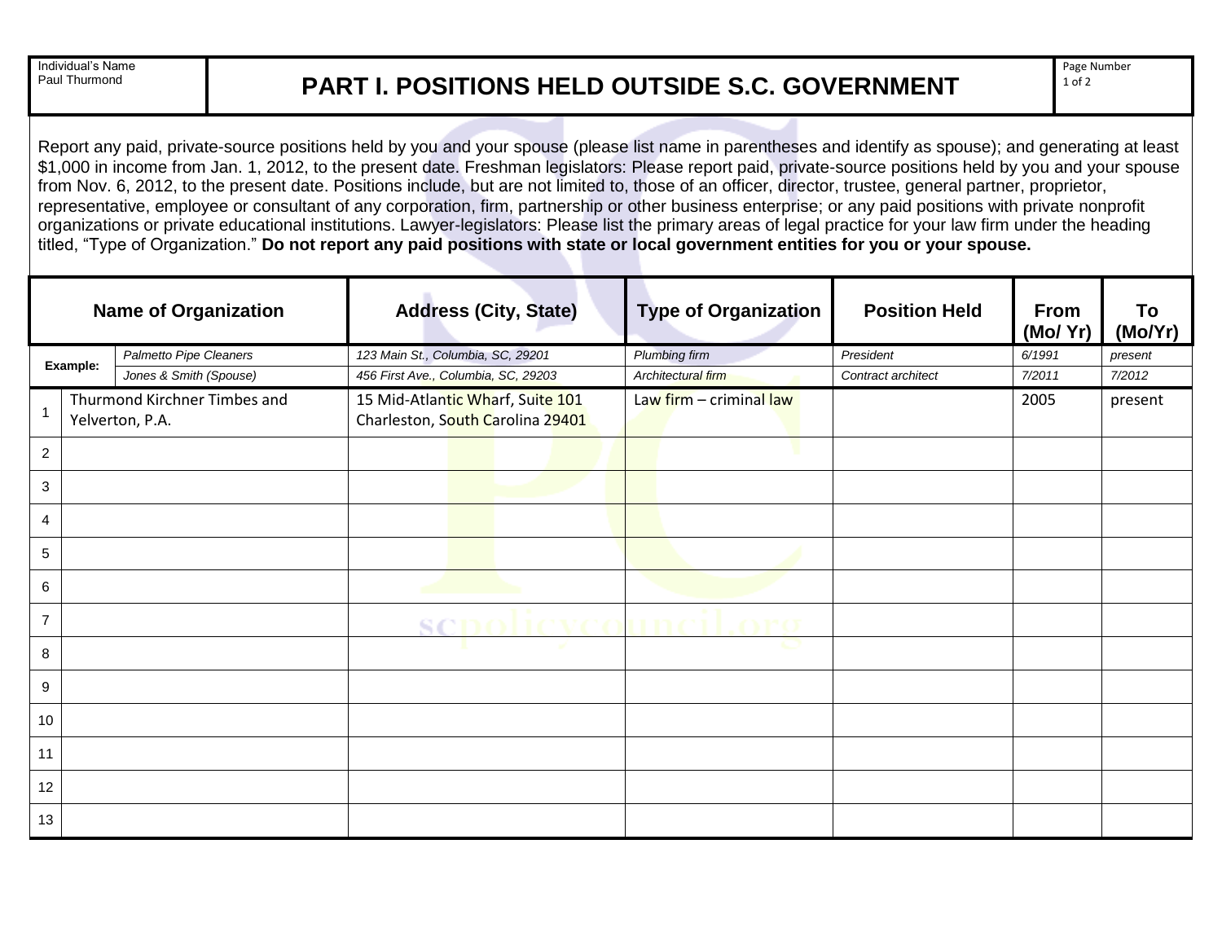Individual's Name
Paul Thurmond

# PART I. POSITIONS HELD OUTSIDE S.C. GOVERNMENT

Report any paid, private-source positions held by you and your spouse (please list name in parentheses and identify as spouse); and generating at least $1,000 in income from Jan. 1, 2012, to the present date. Freshman legislators: Please report paid, private-source positions held by you and your spouse from Nov. 6, 2012, to the present date. Positions include, but are not limited to, those of an officer, director, trustee, general partner, proprietor, representative, employee or consultant of any corporation, firm, partnership or other business enterprise; or any paid positions with private nonprofit organizations or private educational institutions. Lawyer-legislators: Please list the primary areas of legal practice for your law firm under the heading titled, "Type of Organization." **Do not report any paid positions with state or local government entities for you or your spouse.**

| | Name of Organization | Address (City, State) | Type of Organization | Position Held | From (Mo/ Yr) | To (Mo/Yr) |
|---|---|---|---|---|---|---|
| Example: | *Palmetto Pipe Cleaners* | *123 Main St., Columbia, SC, 29201* | *Plumbing firm* | *President* | *6/1991* | *present* |
| | *Jones & Smith (Spouse)* | *456 First Ave., Columbia, SC, 29203* | *Architectural firm* | *Contract architect* | *7/2011* | *7/2012* |
| 1 | Thurmond Kirchner Timbes and Yelverton, P.A. | 15 Mid-Atlantic Wharf, Suite 101 Charleston, South Carolina 29401 | Law firm – criminal law | | 2005 | present |
| 2 | | | | | | |
| 3 | | | | | | |
| 4 | | | | | | |
| 5 | | | | | | |
| 6 | | | | | | |
| 7 | | | | | | |
| 8 | | | | | | |
| 9 | | | | | | |
| 10 | | | | | | |
| 11 | | | | | | |
| 12 | | | | | | |
| 13 | | | | | | |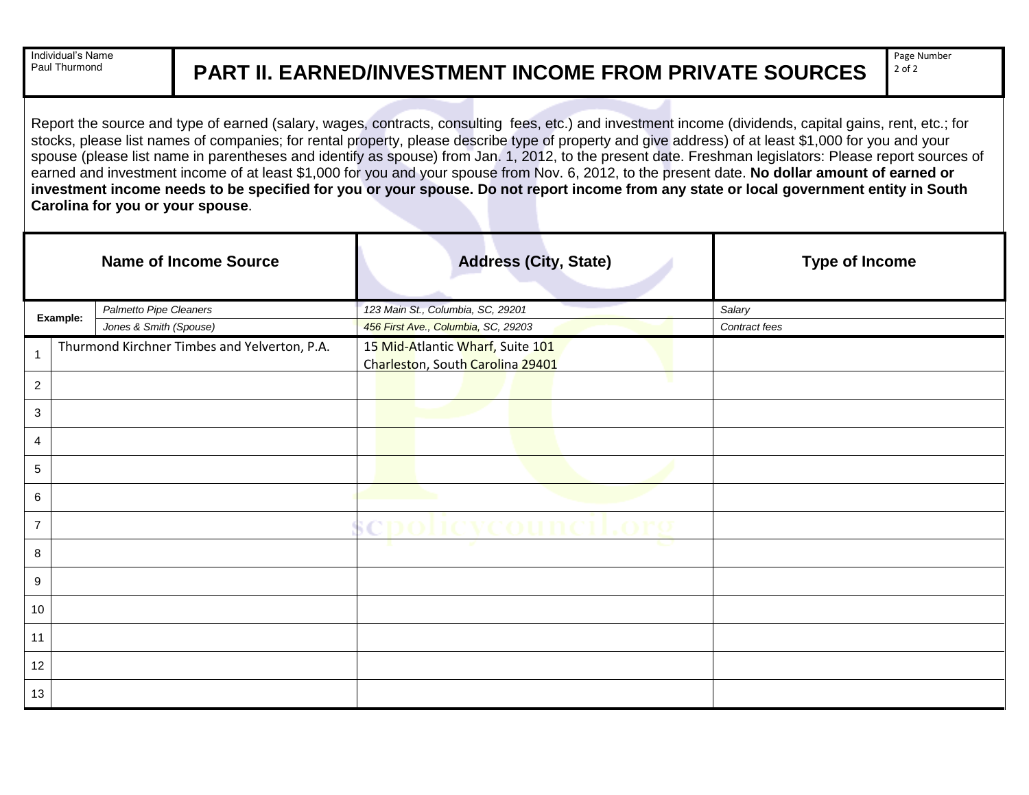| Individual's Name<br>Paul Thurmond | PART II. EARNED/INVESTMENT INCOME FROM PRIVATE SOURCES |
| --- | --- |

Report the source and type of earned (salary, wages, contracts, consulting fees, etc.) and investment income (dividends, capital gains, rent, etc.; for stocks, please list names of companies; for rental property, please describe type of property and give address) of at least $1,000 for you and your spouse (please list name in parentheses and identify as spouse) from Jan. 1, 2012, to the present date. Freshman legislators: Please report sources of earned and investment income of at least $1,000 for you and your spouse from Nov. 6, 2012, to the present date. **No dollar amount of earned or investment income needs to be specified for you or your spouse. Do not report income from any state or local government entity in South Carolina for you or your spouse**.

| | Name of Income Source | Address (City, State) | Type of Income |
| --- | --- | --- | --- |
| Example: | *Palmetto Pipe Cleaners* | *123 Main St., Columbia, SC, 29201* | *Salary* |
| | *Jones & Smith (Spouse)* | *456 First Ave., Columbia, SC, 29203* | *Contract fees* |
| 1 | Thurmond Kirchner Timbes and Yelverton, P.A. | 15 Mid-Atlantic Wharf, Suite 101<br>Charleston, South Carolina 29401 | |
| 2 | | | |
| 3 | | | |
| 4 | | | |
| 5 | | | |
| 6 | | | |
| 7 | | | |
| 8 | | | |
| 9 | | | |
| 10 | | | |
| 11 | | | |
| 12 | | | |
| 13 | | | |